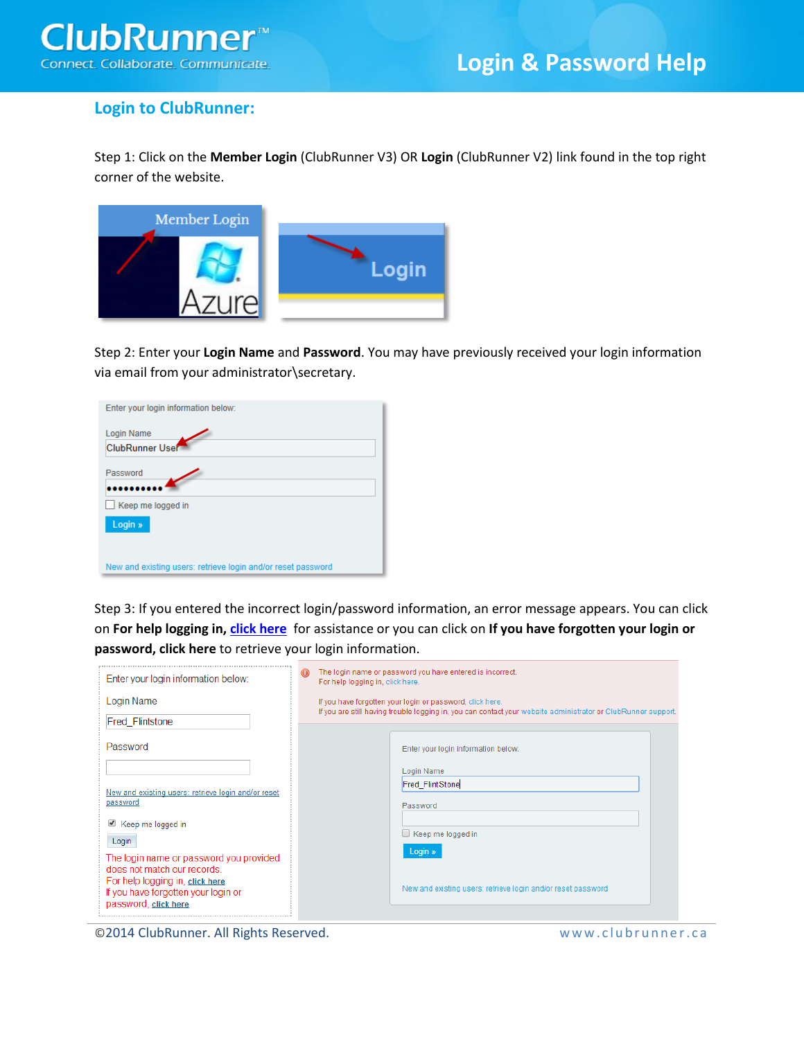# Login & Password Help

## Login to ClubRunner:

Step 1: Click on the **Member Login** (ClubRunner V3) OR **Login** (ClubRunner V2) link found in the top right corner of the website.

Step 2: Enter your **Login Name** and **Password**. You may have previously received your login information via email from your administrator\secretary.

Step 3: If you entered the incorrect login/password information, an error message appears. You can click on **For help logging in, click here** for assistance or you can click on **If you have forgotten your login or password, click here** to retrieve your login information.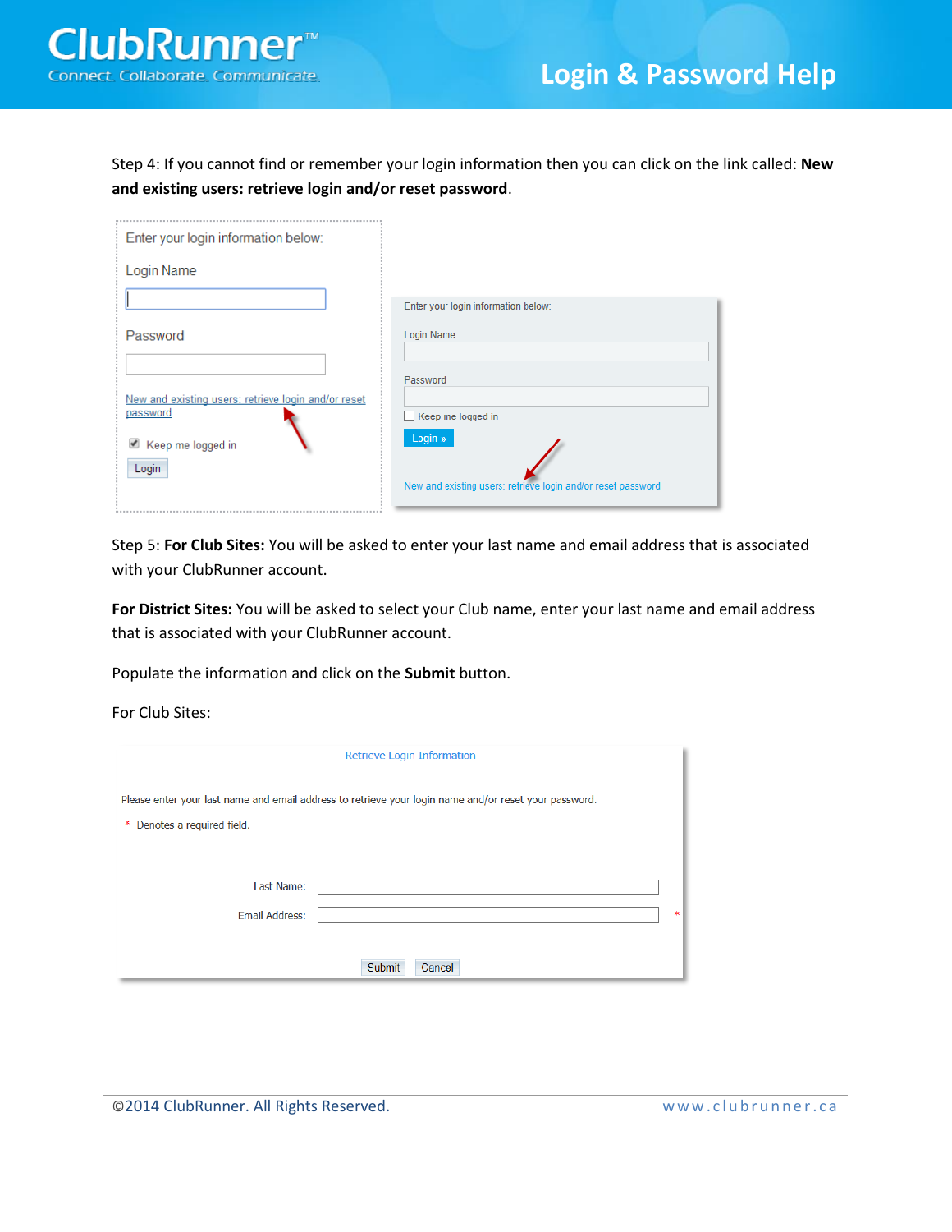Step 4: If you cannot find or remember your login information then you can click on the link called: **New and existing users: retrieve login and/or reset password**.

Enter your login information below:

Login Name

Password

New and existing users: retrieve login and/or reset password

Keep me logged in

Login

Enter your login information below:

Login Name

Password

Keep me logged in

Login »

New and existing users: retrieve login and/or reset password

Step 5: **For Club Sites:** You will be asked to enter your last name and email address that is associated with your ClubRunner account.

**For District Sites:** You will be asked to select your Club name, enter your last name and email address that is associated with your ClubRunner account.

Populate the information and click on the **Submit** button.

For Club Sites:

Retrieve Login Information

Please enter your last name and email address to retrieve your login name and/or reset your password.

* Denotes a required field.

Last Name:

Email Address: *

Submit Cancel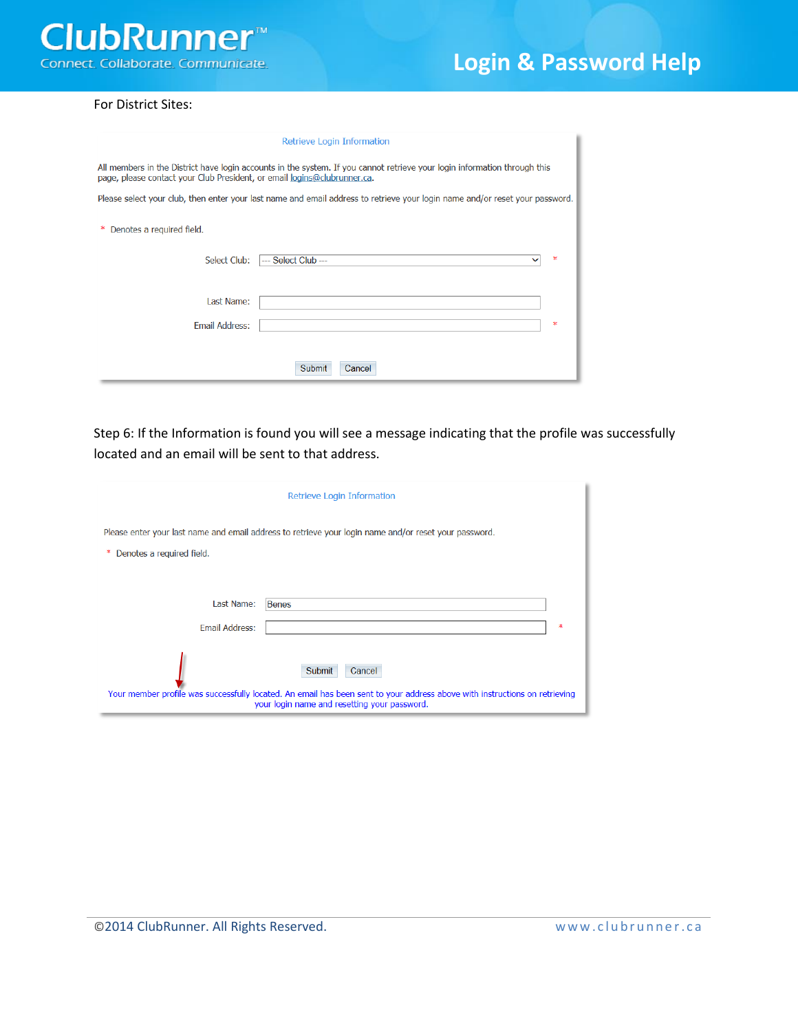For District Sites:

Retrieve Login Information

All members in the District have login accounts in the system. If you cannot retrieve your login information through this page, please contact your Club President, or email logins@clubrunner.ca.

Please select your club, then enter your last name and email address to retrieve your login name and/or reset your password.

\* Denotes a required field.

Select Club: --- Select Club --- \*

Last Name:

Email Address: \*

Submit Cancel

Step 6: If the Information is found you will see a message indicating that the profile was successfully located and an email will be sent to that address.

Retrieve Login Information

Please enter your last name and email address to retrieve your login name and/or reset your password.

\* Denotes a required field.

Last Name: Benes

Email Address: \*

Submit Cancel

Your member profile was successfully located. An email has been sent to your address above with instructions on retrieving your login name and resetting your password.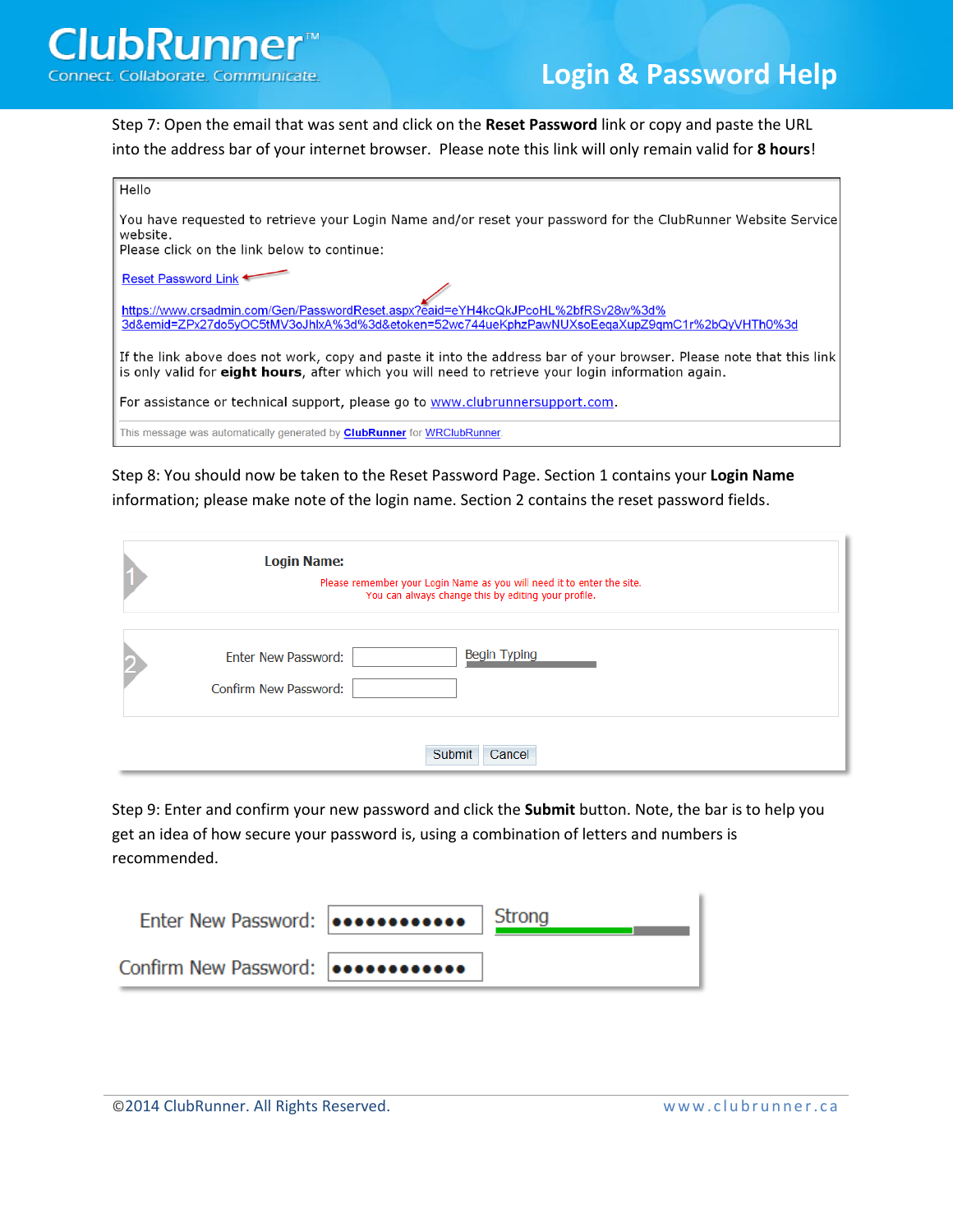Step 7: Open the email that was sent and click on the **Reset Password** link or copy and paste the URL into the address bar of your internet browser. Please note this link will only remain valid for **8 hours**!

> Hello
>
> You have requested to retrieve your Login Name and/or reset your password for the ClubRunner Website Service website.
> Please click on the link below to continue:
>
> Reset Password Link
>
> https://www.crsadmin.com/Gen/PasswordReset.aspx?eaid=eYH4kcQkJPcoHL%2bfRSv28w%3d%3d&emid=ZPx27do5yOC5tMV3oJhlxA%3d%3d&etoken=52wc744ueKphzPawNUXsoEeqaXupZ9qmC1r%2bQyVHTh0%3d
>
> If the link above does not work, copy and paste it into the address bar of your browser. Please note that this link is only valid for **eight hours**, after which you will need to retrieve your login information again.
>
> For assistance or technical support, please go to www.clubrunnersupport.com.
>
> This message was automatically generated by **ClubRunner** for WRClubRunner

Step 8: You should now be taken to the Reset Password Page. Section 1 contains your **Login Name** information; please make note of the login name. Section 2 contains the reset password fields.

> **1**
>
> **Login Name:**
>
> Please remember your Login Name as you will need it to enter the site.
> You can always change this by editing your profile.
>
> **2**
>
> Enter New Password: [ ] Begin Typing
>
> Confirm New Password: [ ]
>
> Submit Cancel

Step 9: Enter and confirm your new password and click the **Submit** button. Note, the bar is to help you get an idea of how secure your password is, using a combination of letters and numbers is recommended.

> Enter New Password: ●●●●●●●●●●●● Strong
>
> Confirm New Password: ●●●●●●●●●●●●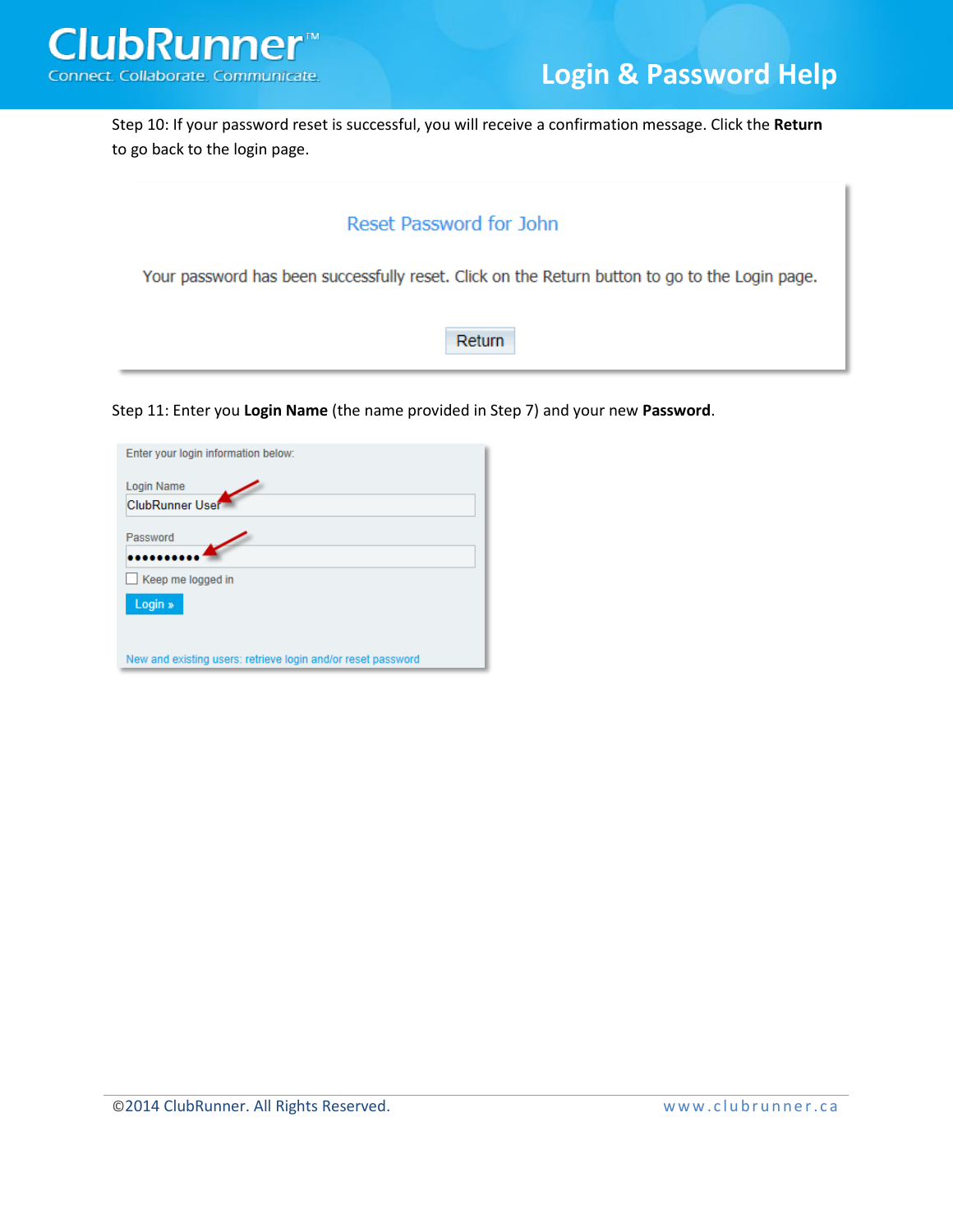Step 10: If your password reset is successful, you will receive a confirmation message. Click the **Return** to go back to the login page.

Reset Password for John

Your password has been successfully reset. Click on the Return button to go to the Login page.

Return

Step 11: Enter you **Login Name** (the name provided in Step 7) and your new **Password**.

Enter your login information below:

Login Name

ClubRunner User

Password

••••••••••

Keep me logged in

Login »

New and existing users: retrieve login and/or reset password